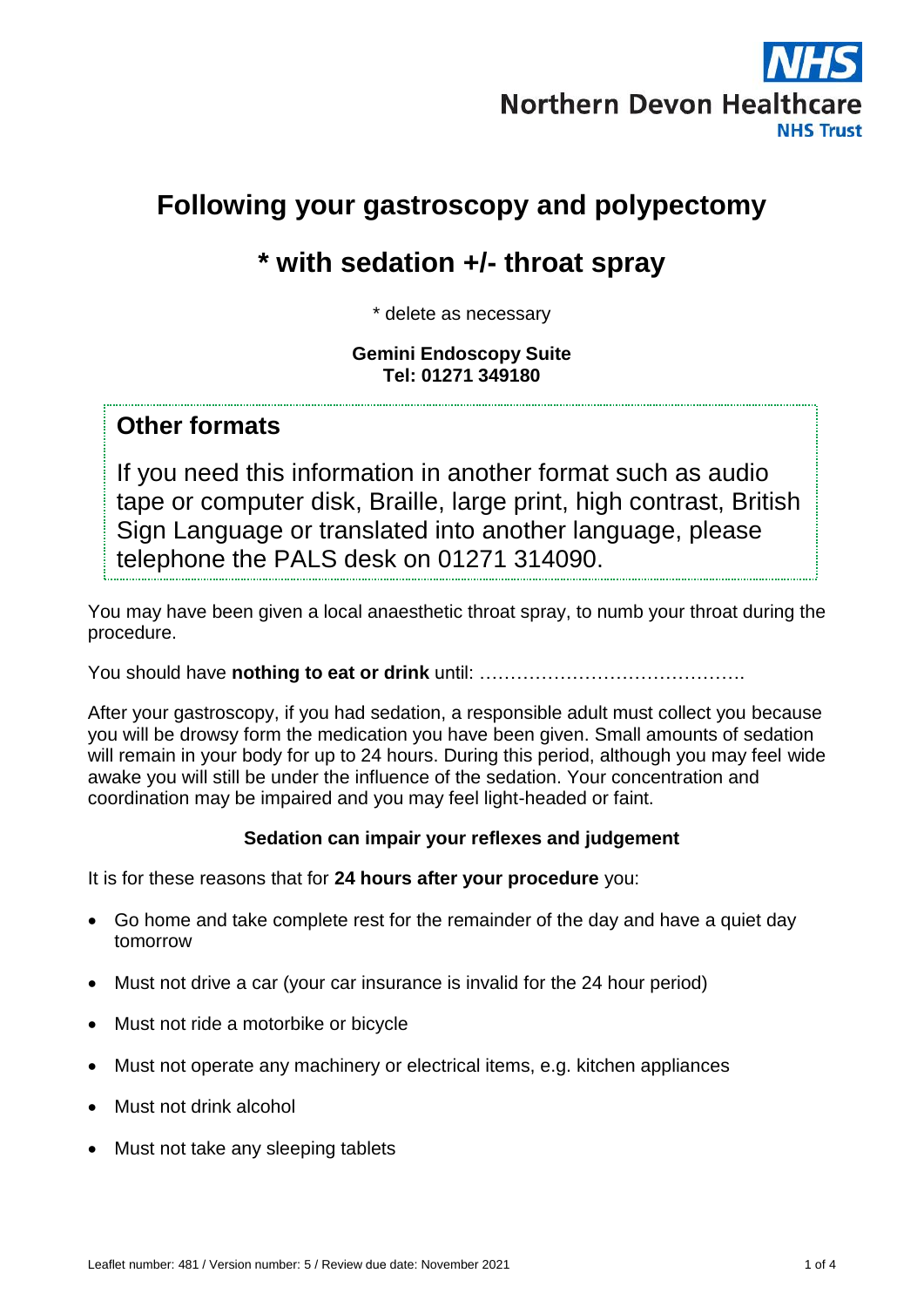NHS
Northern Devon Healthcare
NHS Trust

# Following your gastroscopy and polypectomy

## * with sedation +/- throat spray

* delete as necessary

**Gemini Endoscopy Suite**
**Tel: 01271 349180**

### Other formats

If you need this information in another format such as audio tape or computer disk, Braille, large print, high contrast, British Sign Language or translated into another language, please telephone the PALS desk on 01271 314090.

You may have been given a local anaesthetic throat spray, to numb your throat during the procedure.

You should have **nothing to eat or drink** until: …………………………………….

After your gastroscopy, if you had sedation, a responsible adult must collect you because you will be drowsy form the medication you have been given. Small amounts of sedation will remain in your body for up to 24 hours. During this period, although you may feel wide awake you will still be under the influence of the sedation. Your concentration and coordination may be impaired and you may feel light-headed or faint.

**Sedation can impair your reflexes and judgement**

It is for these reasons that for **24 hours after your procedure** you:

- Go home and take complete rest for the remainder of the day and have a quiet day tomorrow
- Must not drive a car (your car insurance is invalid for the 24 hour period)
- Must not ride a motorbike or bicycle
- Must not operate any machinery or electrical items, e.g. kitchen appliances
- Must not drink alcohol
- Must not take any sleeping tablets

Leaflet number: 481 / Version number: 5 / Review due date: November 2021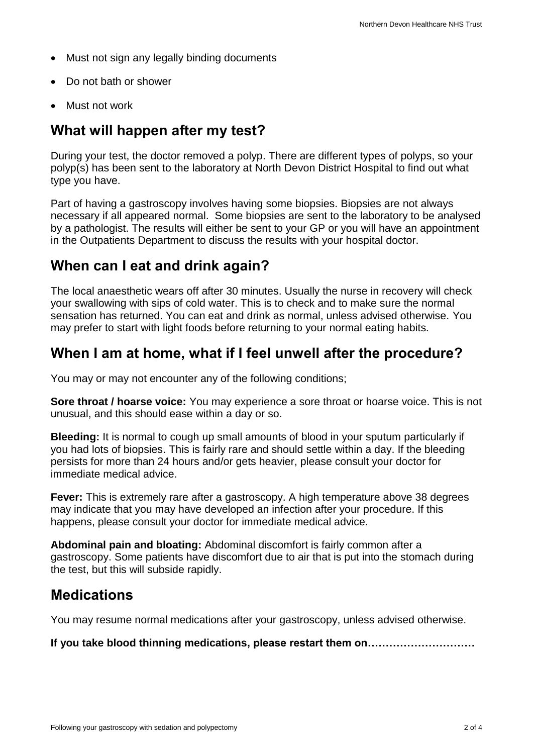- Must not sign any legally binding documents
- Do not bath or shower
- Must not work

## What will happen after my test?

During your test, the doctor removed a polyp. There are different types of polyps, so your polyp(s) has been sent to the laboratory at North Devon District Hospital to find out what type you have.

Part of having a gastroscopy involves having some biopsies. Biopsies are not always necessary if all appeared normal. Some biopsies are sent to the laboratory to be analysed by a pathologist. The results will either be sent to your GP or you will have an appointment in the Outpatients Department to discuss the results with your hospital doctor.

## When can I eat and drink again?

The local anaesthetic wears off after 30 minutes. Usually the nurse in recovery will check your swallowing with sips of cold water. This is to check and to make sure the normal sensation has returned. You can eat and drink as normal, unless advised otherwise. You may prefer to start with light foods before returning to your normal eating habits.

## When I am at home, what if I feel unwell after the procedure?

You may or may not encounter any of the following conditions;

**Sore throat / hoarse voice:** You may experience a sore throat or hoarse voice. This is not unusual, and this should ease within a day or so.

**Bleeding:** It is normal to cough up small amounts of blood in your sputum particularly if you had lots of biopsies. This is fairly rare and should settle within a day. If the bleeding persists for more than 24 hours and/or gets heavier, please consult your doctor for immediate medical advice.

**Fever:** This is extremely rare after a gastroscopy. A high temperature above 38 degrees may indicate that you may have developed an infection after your procedure. If this happens, please consult your doctor for immediate medical advice.

**Abdominal pain and bloating:** Abdominal discomfort is fairly common after a gastroscopy. Some patients have discomfort due to air that is put into the stomach during the test, but this will subside rapidly.

## Medications

You may resume normal medications after your gastroscopy, unless advised otherwise.

**If you take blood thinning medications, please restart them on…………………………**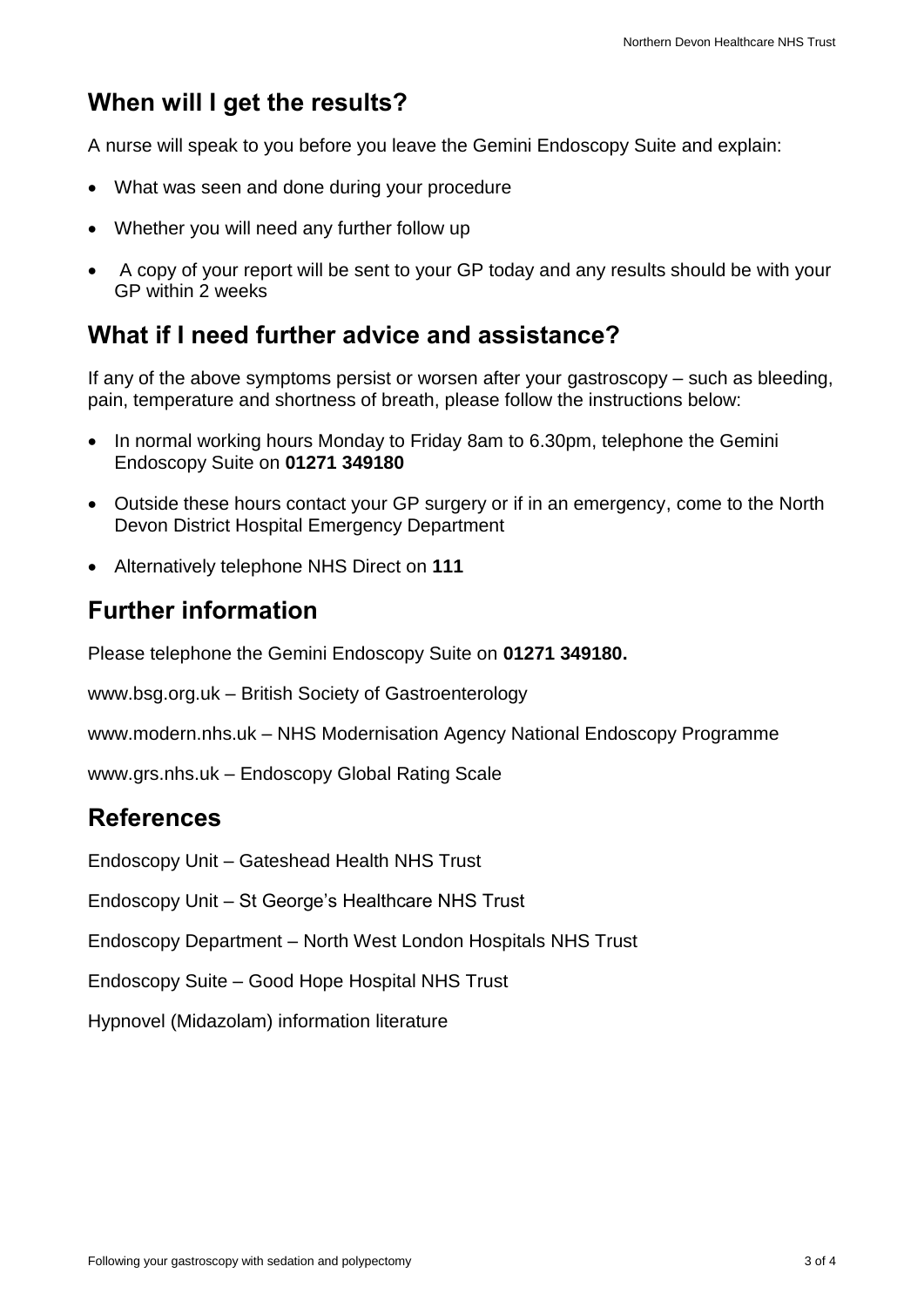## When will I get the results?

A nurse will speak to you before you leave the Gemini Endoscopy Suite and explain:

- What was seen and done during your procedure
- Whether you will need any further follow up
- A copy of your report will be sent to your GP today and any results should be with your GP within 2 weeks

## What if I need further advice and assistance?

If any of the above symptoms persist or worsen after your gastroscopy – such as bleeding, pain, temperature and shortness of breath, please follow the instructions below:

- In normal working hours Monday to Friday 8am to 6.30pm, telephone the Gemini Endoscopy Suite on **01271 349180**
- Outside these hours contact your GP surgery or if in an emergency, come to the North Devon District Hospital Emergency Department
- Alternatively telephone NHS Direct on **111**

## Further information

Please telephone the Gemini Endoscopy Suite on **01271 349180.**

www.bsg.org.uk – British Society of Gastroenterology

www.modern.nhs.uk – NHS Modernisation Agency National Endoscopy Programme

www.grs.nhs.uk – Endoscopy Global Rating Scale

## References

Endoscopy Unit – Gateshead Health NHS Trust

Endoscopy Unit – St George's Healthcare NHS Trust

Endoscopy Department – North West London Hospitals NHS Trust

Endoscopy Suite – Good Hope Hospital NHS Trust

Hypnovel (Midazolam) information literature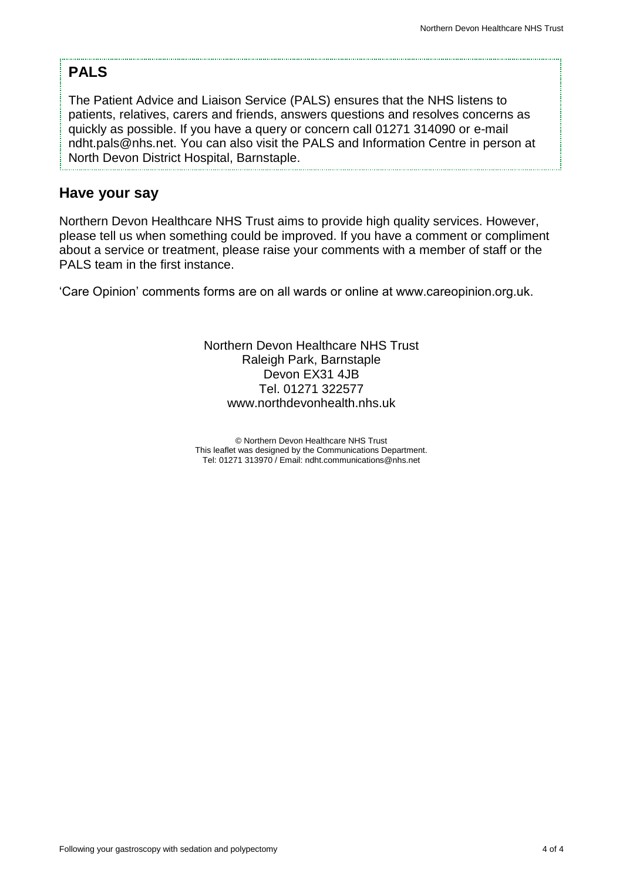## PALS

The Patient Advice and Liaison Service (PALS) ensures that the NHS listens to patients, relatives, carers and friends, answers questions and resolves concerns as quickly as possible. If you have a query or concern call 01271 314090 or e-mail ndht.pals@nhs.net. You can also visit the PALS and Information Centre in person at North Devon District Hospital, Barnstaple.

## Have your say

Northern Devon Healthcare NHS Trust aims to provide high quality services. However, please tell us when something could be improved. If you have a comment or compliment about a service or treatment, please raise your comments with a member of staff or the PALS team in the first instance.

'Care Opinion' comments forms are on all wards or online at www.careopinion.org.uk.

Northern Devon Healthcare NHS Trust
Raleigh Park, Barnstaple
Devon EX31 4JB
Tel. 01271 322577
www.northdevonhealth.nhs.uk

© Northern Devon Healthcare NHS Trust
This leaflet was designed by the Communications Department.
Tel: 01271 313970 / Email: ndht.communications@nhs.net